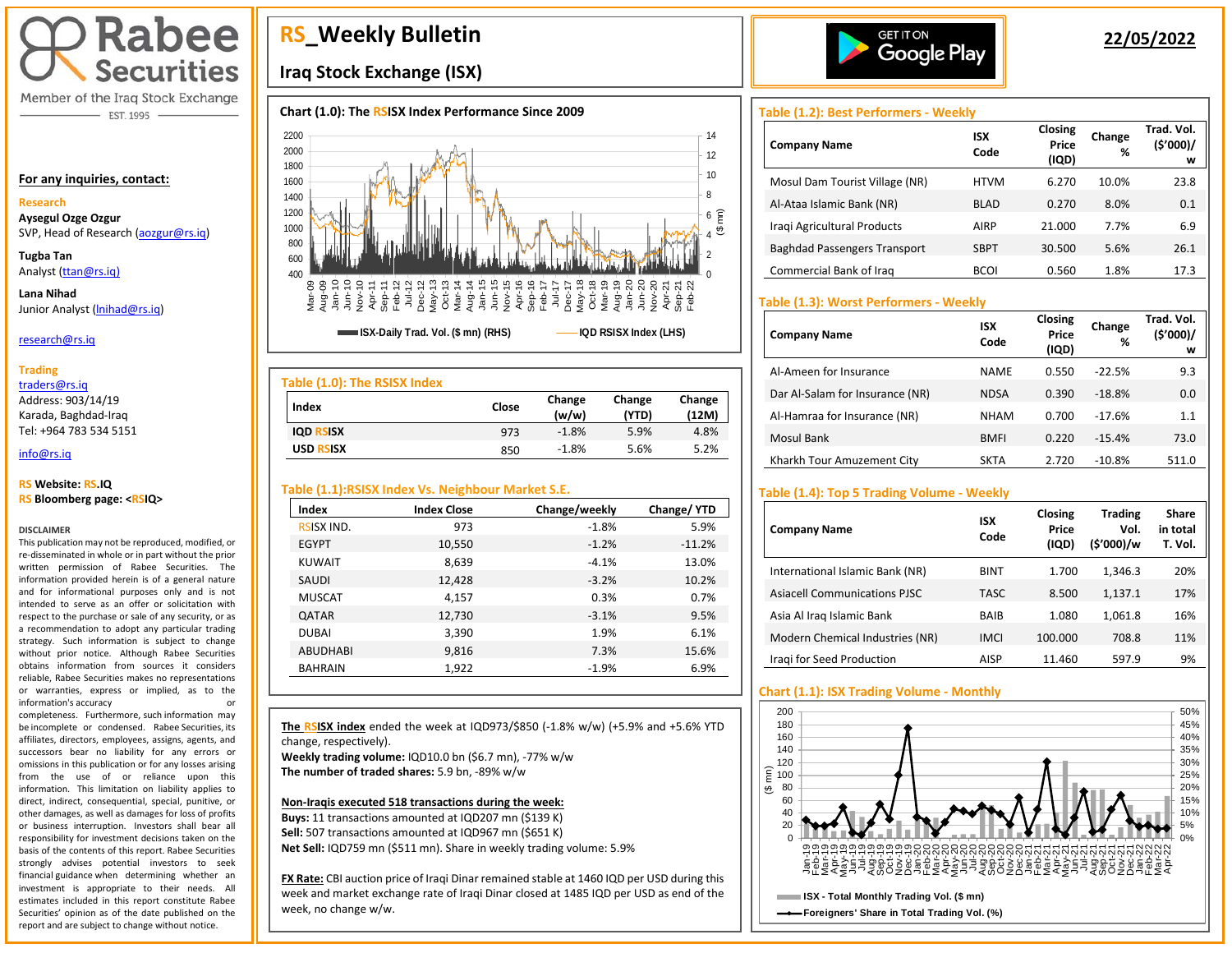# RS_Weekly Bulletin

## Iraq Stock Exchange (ISX)

**22/05/2022**

Rabee Securities
Member of the Iraq Stock Exchange
EST. 1995

**For any inquiries, contact:**

**Research**

**Aysegul Ozge Ozgur**
SVP, Head of Research (aozgur@rs.iq)

**Tugba Tan**
Analyst (ttan@rs.iq)

**Lana Nihad**
Junior Analyst (lnihad@rs.iq)

research@rs.iq

**Trading**
traders@rs.iq
Address: 903/14/19
Karada, Baghdad-Iraq
Tel: +964 783 534 5151

info@rs.iq

**RS Website: RS.IQ**
**RS Bloomberg page: <RSIQ>**

DISCLAIMER

This publication may not be reproduced, modified, or re-disseminated in whole or in part without the prior written permission of Rabee Securities. The information provided herein is of a general nature and for informational purposes only and is not intended to serve as an offer or solicitation with respect to the purchase or sale of any security, or as a recommendation to adopt any particular trading strategy. Such information is subject to change without prior notice. Although Rabee Securities obtains information from sources it considers reliable, Rabee Securities makes no representations or warranties, express or implied, as to the information's accuracy or completeness. Furthermore, such information may be incomplete or condensed. Rabee Securities, its affiliates, directors, employees, assigns, agents, and successors bear no liability for any errors or omissions in this publication or for any losses arising from the use of or reliance upon this information. This limitation on liability applies to direct, indirect, consequential, special, punitive, or other damages, as well as damages for loss of profits or business interruption. Investors shall bear all responsibility for investment decisions taken on the basis of the contents of this report. Rabee Securities strongly advises potential investors to seek financial guidance when determining whether an investment is appropriate to their needs. All estimates included in this report constitute Rabee Securities' opinion as of the date published on the report and are subject to change without notice.

### Chart (1.0): The RSISX Index Performance Since 2009

ISX-Daily Trad. Vol. ($ mn) (RHS) — IQD RSISX Index (LHS)

### Table (1.0): The RSISX Index

| Index | Close | Change (w/w) | Change (YTD) | Change (12M) |
|---|---|---|---|---|
| IQD RSISX | 973 | -1.8% | 5.9% | 4.8% |
| USD RSISX | 850 | -1.8% | 5.6% | 5.2% |

### Table (1.1):RSISX Index Vs. Neighbour Market S.E.

| Index | Index Close | Change/weekly | Change/ YTD |
|---|---|---|---|
| RSISX IND. | 973 | -1.8% | 5.9% |
| EGYPT | 10,550 | -1.2% | -11.2% |
| KUWAIT | 8,639 | -4.1% | 13.0% |
| SAUDI | 12,428 | -3.2% | 10.2% |
| MUSCAT | 4,157 | 0.3% | 0.7% |
| QATAR | 12,730 | -3.1% | 9.5% |
| DUBAI | 3,390 | 1.9% | 6.1% |
| ABUDHABI | 9,816 | 7.3% | 15.6% |
| BAHRAIN | 1,922 | -1.9% | 6.9% |

**The RSISX index** ended the week at IQD973/$850 (-1.8% w/w) (+5.9% and +5.6% YTD change, respectively).
**Weekly trading volume:** IQD10.0 bn ($6.7 mn), -77% w/w
**The number of traded shares:** 5.9 bn, -89% w/w

**Non-Iraqis executed 518 transactions during the week:**
**Buys:** 11 transactions amounted at IQD207 mn ($139 K)
**Sell:** 507 transactions amounted at IQD967 mn ($651 K)
**Net Sell:** IQD759 mn ($511 mn). Share in weekly trading volume: 5.9%

**FX Rate:** CBI auction price of Iraqi Dinar remained stable at 1460 IQD per USD during this week and market exchange rate of Iraqi Dinar closed at 1485 IQD per USD as end of the week, no change w/w.

### Table (1.2): Best Performers - Weekly

| Company Name | ISX Code | Closing Price (IQD) | Change % | Trad. Vol. ($'000)/w |
|---|---|---|---|---|
| Mosul Dam Tourist Village (NR) | HTVM | 6.270 | 10.0% | 23.8 |
| Al-Ataa Islamic Bank (NR) | BLAD | 0.270 | 8.0% | 0.1 |
| Iraqi Agricultural Products | AIRP | 21.000 | 7.7% | 6.9 |
| Baghdad Passengers Transport | SBPT | 30.500 | 5.6% | 26.1 |
| Commercial Bank of Iraq | BCOI | 0.560 | 1.8% | 17.3 |

### Table (1.3): Worst Performers - Weekly

| Company Name | ISX Code | Closing Price (IQD) | Change % | Trad. Vol. ($'000)/w |
|---|---|---|---|---|
| Al-Ameen for Insurance | NAME | 0.550 | -22.5% | 9.3 |
| Dar Al-Salam for Insurance (NR) | NDSA | 0.390 | -18.8% | 0.0 |
| Al-Hamraa for Insurance (NR) | NHAM | 0.700 | -17.6% | 1.1 |
| Mosul Bank | BMFI | 0.220 | -15.4% | 73.0 |
| Kharkh Tour Amuzement City | SKTA | 2.720 | -10.8% | 511.0 |

### Table (1.4): Top 5 Trading Volume - Weekly

| Company Name | ISX Code | Closing Price (IQD) | Trading Vol. ($'000)/w | Share in total T. Vol. |
|---|---|---|---|---|
| International Islamic Bank (NR) | BINT | 1.700 | 1,346.3 | 20% |
| Asiacell Communications PJSC | TASC | 8.500 | 1,137.1 | 17% |
| Asia Al Iraq Islamic Bank | BAIB | 1.080 | 1,061.8 | 16% |
| Modern Chemical Industries (NR) | IMCI | 100.000 | 708.8 | 11% |
| Iraqi for Seed Production | AISP | 11.460 | 597.9 | 9% |

### Chart (1.1): ISX Trading Volume - Monthly

ISX - Total Monthly Trading Vol. ($ mn) — Foreigners' Share in Total Trading Vol. (%)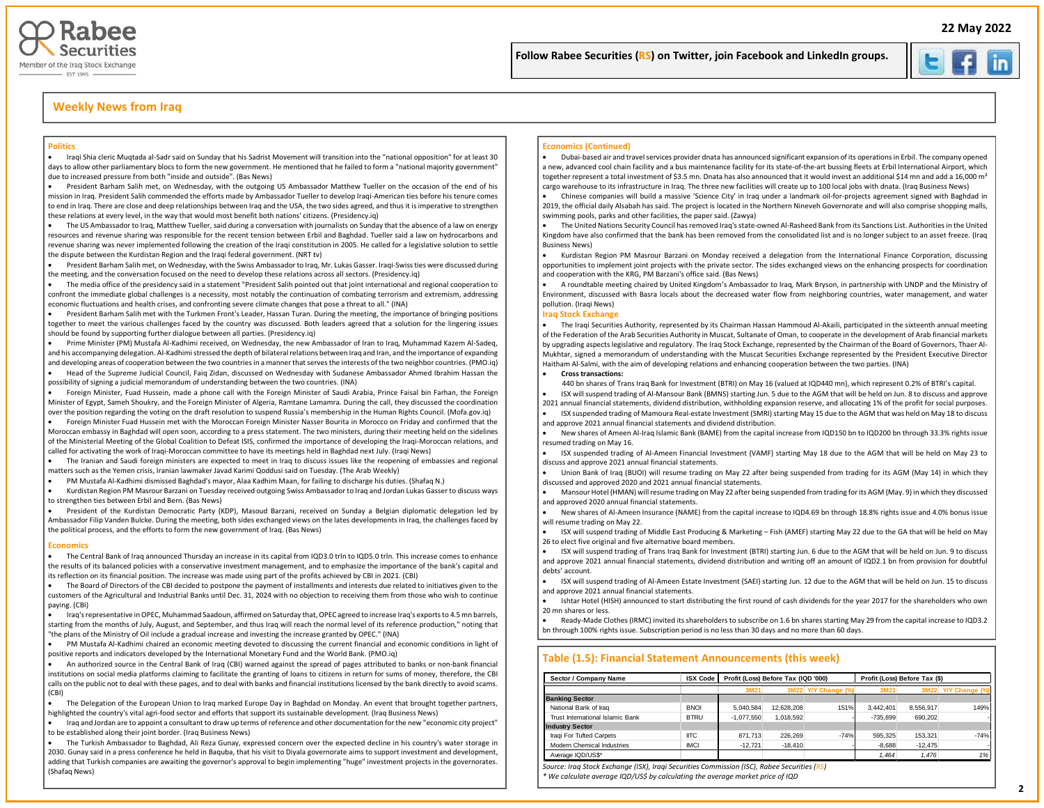## Weekly News from Iraq

### Politics

- Iraqi Shia cleric Muqtada al-Sadr said on Sunday that his Sadrist Movement will transition into the "national opposition" for at least 30 days to allow other parliamentary blocs to form the new government. He mentioned that he failed to form a "national majority government" due to increased pressure from both "inside and outside". (Bas News)
- President Barham Salih met, on Wednesday, with the outgoing US Ambassador Matthew Tueller on the occasion of the end of his mission in Iraq. President Salih commended the efforts made by Ambassador Tueller to develop Iraqi-American ties before his tenure comes to end in Iraq. There are close and deep relationships between Iraq and the USA, the two sides agreed, and thus it is imperative to strengthen these relations at every level, in the way that would most benefit both nations' citizens. (Presidency.iq)
- The US Ambassador to Iraq, Matthew Tueller, said during a conversation with journalists on Sunday that the absence of a law on energy resources and revenue sharing was responsible for the recent tension between Erbil and Baghdad. Tueller said a law on hydrocarbons and revenue sharing was never implemented following the creation of the Iraqi constitution in 2005. He called for a legislative solution to settle the dispute between the Kurdistan Region and the Iraqi federal government. (NRT tv)
- President Barham Salih met, on Wednesday, with the Swiss Ambassador to Iraq, Mr. Lukas Gasser. Iraqi-Swiss ties were discussed during the meeting, and the conversation focused on the need to develop these relations across all sectors. (Presidency.iq)
- The media office of the presidency said in a statement "President Salih pointed out that joint international and regional cooperation to confront the immediate global challenges is a necessity, most notably the continuation of combating terrorism and extremism, addressing economic fluctuations and health crises, and confronting severe climate changes that pose a threat to all." (INA)
- President Barham Salih met with the Turkmen Front's Leader, Hassan Turan. During the meeting, the importance of bringing positions together to meet the various challenges faced by the country was discussed. Both leaders agreed that a solution for the lingering issues should be found by supporting further dialogue between all parties. (Presidency.iq)
- Prime Minister (PM) Mustafa Al-Kadhimi received, on Wednesday, the new Ambassador of Iran to Iraq, Muhammad Kazem Al-Sadeq, and his accompanying delegation. Al-Kadhimi stressed the depth of bilateral relations between Iraq and Iran, and the importance of expanding and developing areas of cooperation between the two countries in a manner that serves the interests of the two neighbor countries. (PMO.iq)
- Head of the Supreme Judicial Council, Faiq Zidan, discussed on Wednesday with Sudanese Ambassador Ahmed Ibrahim Hassan the possibility of signing a judicial memorandum of understanding between the two countries. (INA)
- Foreign Minister, Fuad Hussein, made a phone call with the Foreign Minister of Saudi Arabia, Prince Faisal bin Farhan, the Foreign Minister of Egypt, Sameh Shoukry, and the Foreign Minister of Algeria, Ramtane Lamamra. During the call, they discussed the coordination over the position regarding the voting on the draft resolution to suspend Russia's membership in the Human Rights Council. (Mofa.gov.iq)
- Foreign Minister Fuad Hussein met with the Moroccan Foreign Minister Nasser Bourita in Morocco on Friday and confirmed that the Moroccan embassy in Baghdad will open soon, according to a press statement. The two ministers, during their meeting held on the sidelines of the Ministerial Meeting of the Global Coalition to Defeat ISIS, confirmed the importance of developing the Iraqi-Moroccan relations, and called for activating the work of Iraqi-Moroccan committee to have its meetings held in Baghdad next July. (Iraqi News)
- The Iranian and Saudi foreign ministers are expected to meet in Iraq to discuss issues like the reopening of embassies and regional matters such as the Yemen crisis, Iranian lawmaker Jawad Karimi Qoddusi said on Tuesday. (The Arab Weekly)
- PM Mustafa Al-Kadhimi dismissed Baghdad's mayor, Alaa Kadhim Maan, for failing to discharge his duties. (Shafaq N.)
- Kurdistan Region PM Masrour Barzani on Tuesday received outgoing Swiss Ambassador to Iraq and Jordan Lukas Gasser to discuss ways to strengthen ties between Erbil and Bern. (Bas News)
- President of the Kurdistan Democratic Party (KDP), Masoud Barzani, received on Sunday a Belgian diplomatic delegation led by Ambassador Filip Vanden Bulcke. During the meeting, both sides exchanged views on the lates developments in Iraq, the challenges faced by the political process, and the efforts to form the new government of Iraq. (Bas News)

### Economics

- The Central Bank of Iraq announced Thursday an increase in its capital from IQD3.0 trln to IQD5.0 trln. This increase comes to enhance the results of its balanced policies with a conservative investment management, and to emphasize the importance of the bank's capital and its reflection on its financial position. The increase was made using part of the profits achieved by CBI in 2021. (CBI)
- The Board of Directors of the CBI decided to postpone the payment of installments and interests due related to initiatives given to the customers of the Agricultural and Industrial Banks until Dec. 31, 2024 with no objection to receiving them from those who wish to continue paying. (CBI)
- Iraq's representative in OPEC, Muhammad Saadoun, affirmed on Saturday that, OPEC agreed to increase Iraq's exports to 4.5 mn barrels, starting from the months of July, August, and September, and thus Iraq will reach the normal level of its reference production," noting that "the plans of the Ministry of Oil include a gradual increase and investing the increase granted by OPEC." (INA)
- PM Mustafa Al-Kadhimi chaired an economic meeting devoted to discussing the current financial and economic conditions in light of positive reports and indicators developed by the International Monetary Fund and the World Bank. (PMO.iq)
- An authorized source in the Central Bank of Iraq (CBI) warned against the spread of pages attributed to banks or non-bank financial institutions on social media platforms claiming to facilitate the granting of loans to citizens in return for sums of money, therefore, the CBI calls on the public not to deal with these pages, and to deal with banks and financial institutions licensed by the bank directly to avoid scams. (CBI)
- The Delegation of the European Union to Iraq marked Europe Day in Baghdad on Monday. An event that brought together partners, highlighted the country's vital agri-food sector and efforts that support its sustainable development. (Iraq Business News)
- Iraq and Jordan are to appoint a consultant to draw up terms of reference and other documentation for the new "economic city project" to be established along their joint border. (Iraq Business News)
- The Turkish Ambassador to Baghdad, Ali Reza Gunay, expressed concern over the expected decline in his country's water storage in 2030. Gunay said in a press conference he held in Baquba, that his visit to Diyala governorate aims to support investment and development, adding that Turkish companies are awaiting the governor's approval to begin implementing "huge" investment projects in the governorates. (Shafaq News)

### Economics (Continued)

- Dubai-based air and travel services provider dnata has announced significant expansion of its operations in Erbil. The company opened a new, advanced cool chain facility and a bus maintenance facility for its state-of-the-art bussing fleets at Erbil International Airport, which together represent a total investment of \$3.5 mn. Dnata has also announced that it would invest an additional \$14 mn and add a 16,000 m² cargo warehouse to its infrastructure in Iraq. The three new facilities will create up to 100 local jobs with dnata. (Iraq Business News)
- Chinese companies will build a massive 'Science City' in Iraq under a landmark oil-for-projects agreement signed with Baghdad in 2019, the official daily Alsabah has said. The project is located in the Northern Nineveh Governorate and will also comprise shopping malls, swimming pools, parks and other facilities, the paper said. (Zawya)
- The United Nations Security Council has removed Iraq's state-owned Al-Rasheed Bank from its Sanctions List. Authorities in the United Kingdom have also confirmed that the bank has been removed from the consolidated list and is no longer subject to an asset freeze. (Iraq Business News)
- Kurdistan Region PM Masrour Barzani on Monday received a delegation from the International Finance Corporation, discussing opportunities to implement joint projects with the private sector. The sides exchanged views on the enhancing prospects for coordination and cooperation with the KRG, PM Barzani's office said. (Bas News)
- A roundtable meeting chaired by United Kingdom's Ambassador to Iraq, Mark Bryson, in partnership with UNDP and the Ministry of Environment, discussed with Basra locals about the decreased water flow from neighboring countries, water management, and water pollution. (Iraqi News)

### Iraq Stock Exchange

- The Iraqi Securities Authority, represented by its Chairman Hassan Hammoud Al-Akaili, participated in the sixteenth annual meeting of the Federation of the Arab Securities Authority in Muscat, Sultanate of Oman, to cooperate in the development of Arab financial markets by upgrading aspects legislative and regulatory. The Iraq Stock Exchange, represented by the Chairman of the Board of Governors, Thaer Al-Mukhtar, signed a memorandum of understanding with the Muscat Securities Exchange represented by the President Executive Director Haitham Al-Salmi, with the aim of developing relations and enhancing cooperation between the two parties. (INA)
- **Cross transactions:**
  440 bn shares of Trans Iraq Bank for Investment (BTRI) on May 16 (valued at IQD440 mn), which represent 0.2% of BTRI's capital.
- ISX will suspend trading of Al-Mansour Bank (BMNS) starting Jun. 5 due to the AGM that will be held on Jun. 8 to discuss and approve 2021 annual financial statements, dividend distribution, withholding expansion reserve, and allocating 1% of the profit for social purposes.
- ISX suspended trading of Mamoura Real-estate Investment (SMRI) starting May 15 due to the AGM that was held on May 18 to discuss and approve 2021 annual financial statements and dividend distribution.
- New shares of Ameen Al-Iraq Islamic Bank (BAME) from the capital increase from IQD150 bn to IQD200 bn through 33.3% rights issue resumed trading on May 16.
- ISX suspended trading of Al-Ameen Financial Investment (VAMF) starting May 18 due to the AGM that will be held on May 23 to discuss and approve 2021 annual financial statements.
- Union Bank of Iraq (BUOI) will resume trading on May 22 after being suspended from trading for its AGM (May 14) in which they discussed and approved 2020 and 2021 annual financial statements.
- Mansour Hotel (HMAN) will resume trading on May 22 after being suspended from trading for its AGM (May. 9) in which they discussed and approved 2020 annual financial statements.
- New shares of Al-Ameen Insurance (NAME) from the capital increase to IQD4.69 bn through 18.8% rights issue and 4.0% bonus issue will resume trading on May 22.
- ISX will suspend trading of Middle East Producing & Marketing – Fish (AMEF) starting May 22 due to the GA that will be held on May 26 to elect five original and five alternative board members.
- ISX will suspend trading of Trans Iraq Bank for Investment (BTRI) starting Jun. 6 due to the AGM that will be held on Jun. 9 to discuss and approve 2021 annual financial statements, dividend distribution and writing off an amount of IQD2.1 bn from provision for doubtful debts' account.
- ISX will suspend trading of Al-Ameen Estate Investment (SAEI) starting Jun. 12 due to the AGM that will be held on Jun. 15 to discuss and approve 2021 annual financial statements.
- Ishtar Hotel (HISH) announced to start distributing the first round of cash dividends for the year 2017 for the shareholders who own 20 mn shares or less.
- Ready-Made Clothes (IRMC) invited its shareholders to subscribe on 1.6 bn shares starting May 29 from the capital increase to IQD3.2 bn through 100% rights issue. Subscription period is no less than 30 days and no more than 60 days.

### Table (1.5): Financial Statement Announcements (this week)

| Sector / Company Name | ISX Code | Profit (Loss) Before Tax (IQD '000) | | | Profit (Loss) Before Tax (\$) | | |
|---|---|---|---|---|---|---|---|
| | | 3M21 | 3M22 | Y/Y Change (%) | 3M21 | 3M22 | Y/Y Change (%) |
| **Banking Sector** | | | | | | | |
| National Bank of Iraq | BNOI | 5,040,584 | 12,628,208 | 151% | 3,442,401 | 8,556,917 | 149% |
| Trust International Islamic Bank | BTRU | -1,077,550 | 1,018,592 | - | -735,899 | 690,202 | - |
| **Industry Sector** | | | | | | | |
| Iraqi For Tufted Carpets | IITC | 871,713 | 226,269 | -74% | 595,325 | 153,321 | -74% |
| Modern Chemical Industries | IMCI | -12,721 | -18,410 | - | -8,688 | -12,475 | - |
| Average IQD/US\$* | | | | | 1,464 | 1,476 | 1% |

*Source: Iraq Stock Exchange (ISX), Iraqi Securities Commission (ISC), Rabee Securities (RS)*

*\* We calculate average IQD/US\$ by calculating the average market price of IQD*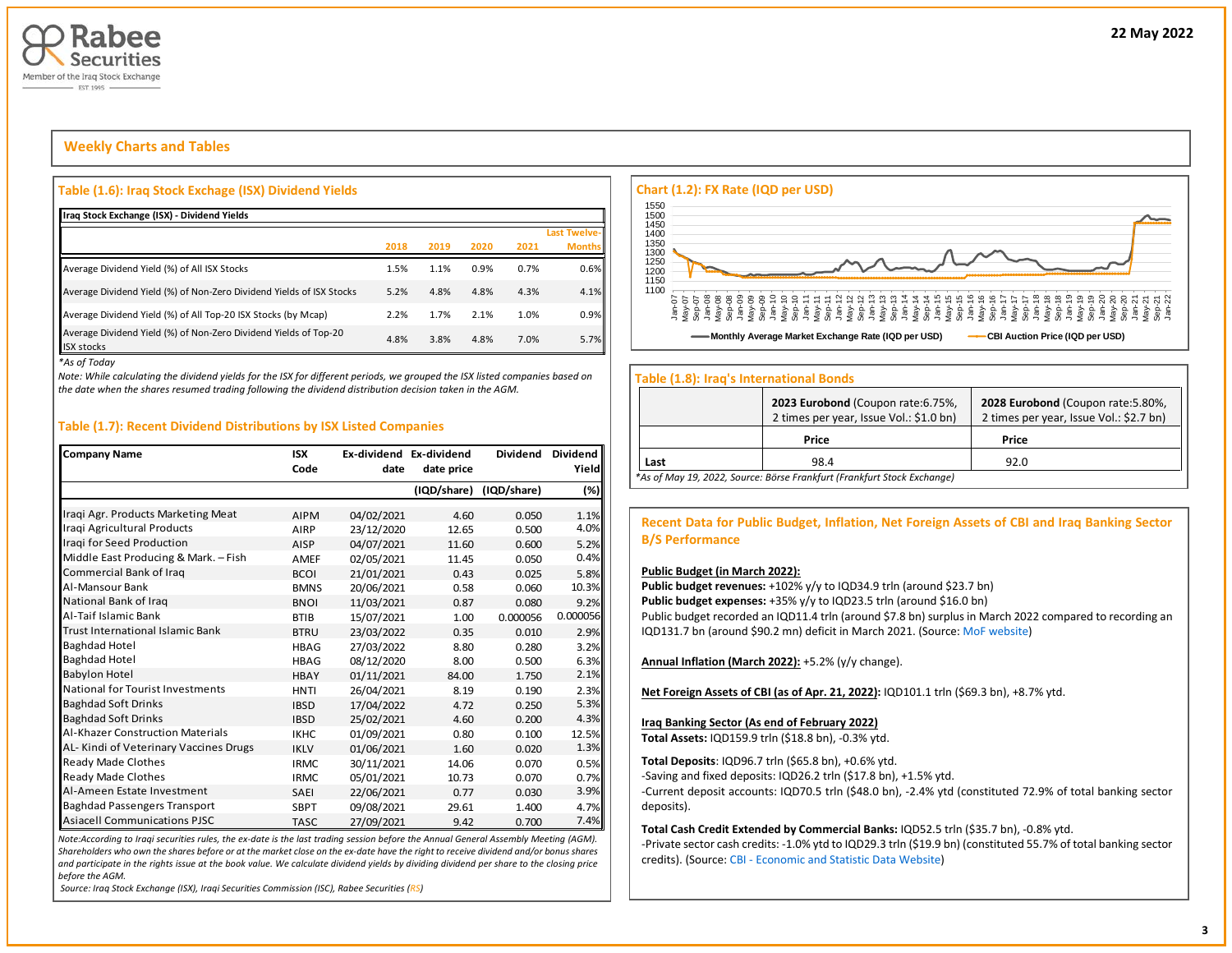## Weekly Charts and Tables

### Table (1.6): Iraq Stock Exchange (ISX) Dividend Yields

| Iraq Stock Exchange (ISX) - Dividend Yields | 2018 | 2019 | 2020 | 2021 | Last Twelve-Months |
|---|---|---|---|---|---|
| Average Dividend Yield (%) of All ISX Stocks | 1.5% | 1.1% | 0.9% | 0.7% | 0.6% |
| Average Dividend Yield (%) of Non-Zero Dividend Yields of ISX Stocks | 5.2% | 4.8% | 4.8% | 4.3% | 4.1% |
| Average Dividend Yield (%) of All Top-20 ISX Stocks (by Mcap) | 2.2% | 1.7% | 2.1% | 1.0% | 0.9% |
| Average Dividend Yield (%) of Non-Zero Dividend Yields of Top-20 ISX stocks | 4.8% | 3.8% | 4.8% | 7.0% | 5.7% |

*\*As of Today*

*Note: While calculating the dividend yields for the ISX for different periods, we grouped the ISX listed companies based on the date when the shares resumed trading following the dividend distribution decision taken in the AGM.*

### Table (1.7): Recent Dividend Distributions by ISX Listed Companies

| Company Name | ISX Code | Ex-dividend date | Ex-dividend date price (IQD/share) | Dividend (IQD/share) | Dividend Yield (%) |
|---|---|---|---|---|---|
| Iraqi Agr. Products Marketing Meat | AIPM | 04/02/2021 | 4.60 | 0.050 | 1.1% |
| Iraqi Agricultural Products | AIRP | 23/12/2020 | 12.65 | 0.500 | 4.0% |
| Iraqi for Seed Production | AISP | 04/07/2021 | 11.60 | 0.600 | 5.2% |
| Middle East Producing & Mark. – Fish | AMEF | 02/05/2021 | 11.45 | 0.050 | 0.4% |
| Commercial Bank of Iraq | BCOI | 21/01/2021 | 0.43 | 0.025 | 5.8% |
| Al-Mansour Bank | BMNS | 20/06/2021 | 0.58 | 0.060 | 10.3% |
| National Bank of Iraq | BNOI | 11/03/2021 | 0.87 | 0.080 | 9.2% |
| Al-Taif Islamic Bank | BTIB | 15/07/2021 | 1.00 | 0.000056 | 0.000056 |
| Trust International Islamic Bank | BTRU | 23/03/2022 | 0.35 | 0.010 | 2.9% |
| Baghdad Hotel | HBAG | 27/03/2022 | 8.80 | 0.280 | 3.2% |
| Baghdad Hotel | HBAG | 08/12/2020 | 8.00 | 0.500 | 6.3% |
| Babylon Hotel | HBAY | 01/11/2021 | 84.00 | 1.750 | 2.1% |
| National for Tourist Investments | HNTI | 26/04/2021 | 8.19 | 0.190 | 2.3% |
| Baghdad Soft Drinks | IBSD | 17/04/2022 | 4.72 | 0.250 | 5.3% |
| Baghdad Soft Drinks | IBSD | 25/02/2021 | 4.60 | 0.200 | 4.3% |
| Al-Khazer Construction Materials | IKHC | 01/09/2021 | 0.80 | 0.100 | 12.5% |
| AL- Kindi of Veterinary Vaccines Drugs | IKLV | 01/06/2021 | 1.60 | 0.020 | 1.3% |
| Ready Made Clothes | IRMC | 30/11/2021 | 14.06 | 0.070 | 0.5% |
| Ready Made Clothes | IRMC | 05/01/2021 | 10.73 | 0.070 | 0.7% |
| Al-Ameen Estate Investment | SAEI | 22/06/2021 | 0.77 | 0.030 | 3.9% |
| Baghdad Passengers Transport | SBPT | 09/08/2021 | 29.61 | 1.400 | 4.7% |
| Asiacell Communications PJSC | TASC | 27/09/2021 | 9.42 | 0.700 | 7.4% |

*Note:According to Iraqi securities rules, the ex-date is the last trading session before the Annual General Assembly Meeting (AGM). Shareholders who own the shares before or at the market close on the ex-date have the right to receive dividend and/or bonus shares and participate in the rights issue at the book value. We calculate dividend yields by dividing dividend per share to the closing price before the AGM.*

*Source: Iraq Stock Exchange (ISX), Iraqi Securities Commission (ISC), Rabee Securities (RS)*

### Chart (1.2): FX Rate (IQD per USD)

Monthly Average Market Exchange Rate (IQD per USD) — CBI Auction Price (IQD per USD)

### Table (1.8): Iraq's International Bonds

| | 2023 Eurobond (Coupon rate:6.75%, 2 times per year, Issue Vol.: $1.0 bn) | 2028 Eurobond (Coupon rate:5.80%, 2 times per year, Issue Vol.: $2.7 bn) |
|---|---|---|
| | Price | Price |
| Last | 98.4 | 92.0 |

*\*As of May 19, 2022, Source: Börse Frankfurt (Frankfurt Stock Exchange)*

### Recent Data for Public Budget, Inflation, Net Foreign Assets of CBI and Iraq Banking Sector B/S Performance

**Public Budget (in March 2022):**

**Public budget revenues:** +102% y/y to IQD34.9 trln (around $23.7 bn)

**Public budget expenses:** +35% y/y to IQD23.5 trln (around $16.0 bn)

Public budget recorded an IQD11.4 trln (around $7.8 bn) surplus in March 2022 compared to recording an IQD131.7 bn (around $90.2 mn) deficit in March 2021. (Source: MoF website)

**Annual Inflation (March 2022):** +5.2% (y/y change).

**Net Foreign Assets of CBI (as of Apr. 21, 2022):** IQD101.1 trln ($69.3 bn), +8.7% ytd.

**Iraq Banking Sector (As end of February 2022)**

**Total Assets:** IQD159.9 trln ($18.8 bn), -0.3% ytd.

**Total Deposits**: IQD96.7 trln ($65.8 bn), +0.6% ytd.

-Saving and fixed deposits: IQD26.2 trln ($17.8 bn), +1.5% ytd.

-Current deposit accounts: IQD70.5 trln ($48.0 bn), -2.4% ytd (constituted 72.9% of total banking sector deposits).

**Total Cash Credit Extended by Commercial Banks:** IQD52.5 trln ($35.7 bn), -0.8% ytd.

-Private sector cash credits: -1.0% ytd to IQD29.3 trln ($19.9 bn) (constituted 55.7% of total banking sector credits). (Source: CBI - Economic and Statistic Data Website)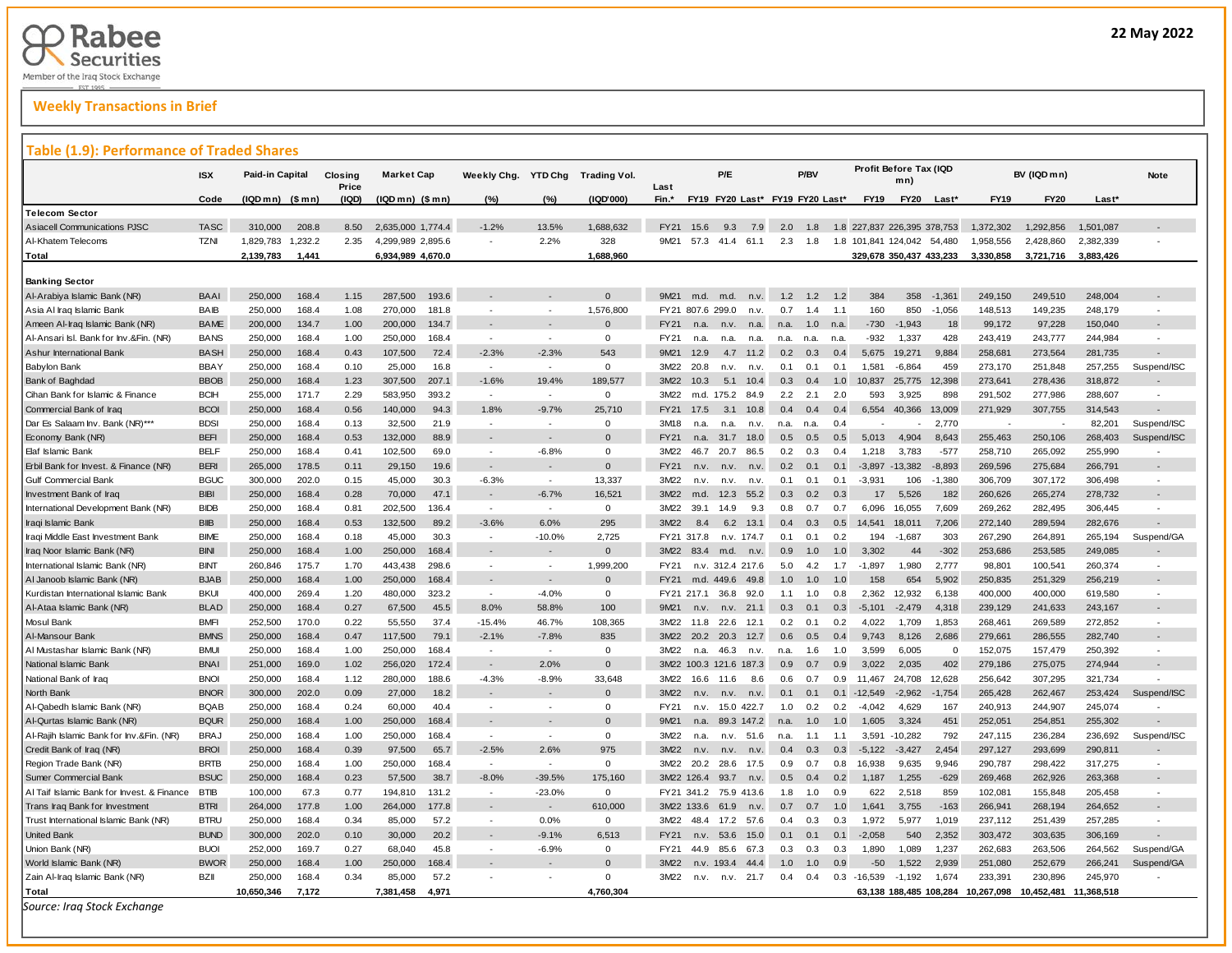## Weekly Transactions in Brief

### Table (1.9): Performance of Traded Shares

| | ISX | Paid-in Capital | | Closing Price | Market Cap | | Weekly Chg. | YTD Chg | Trading Vol. | Last | P/E | | | P/BV | | | Profit Before Tax (IQD mn) | | | BV (IQD mn) | | | Note |
|---|---|---|---|---|---|---|---|---|---|---|---|---|---|---|---|---|---|---|---|---|---|---|---|
| | Code | (IQD mn) | ($ mn) | (IQD) | (IQD mn) | ($ mn) | (%) | (%) | (IQD'000) | Fin.* | FY19 | FY20 | Last* | FY19 | FY20 | Last* | FY19 | FY20 | Last* | FY19 | FY20 | Last* | |
| **Telecom Sector** | | | | | | | | | | | | | | | | | | | | | | | |
| Asiacell Communications PJSC | TASC | 310,000 | 208.8 | 8.50 | 2,635,000 | 1,774.4 | -1.2% | 13.5% | 1,688,632 | FY21 | 15.6 | 9.3 | 7.9 | 2.0 | 1.8 | 1.8 | 227,837 | 226,395 | 378,753 | 1,372,302 | 1,292,856 | 1,501,087 | - |
| Al-Khatem Telecoms | TZNI | 1,829,783 | 1,232.2 | 2.35 | 4,299,989 | 2,895.6 | - | 2.2% | 328 | 9M21 | 57.3 | 41.4 | 61.1 | 2.3 | 1.8 | 1.8 | 101,841 | 124,042 | 54,480 | 1,958,556 | 2,428,860 | 2,382,339 | - |
| **Total** | | **2,139,783** | **1,441** | | **6,934,989** | **4,670.0** | | | **1,688,960** | | | | | | | | **329,678** | **350,437** | **433,233** | **3,330,858** | **3,721,716** | **3,883,426** | |
| **Banking Sector** | | | | | | | | | | | | | | | | | | | | | | | |
| Al-Arabiya Islamic Bank (NR) | BAAI | 250,000 | 168.4 | 1.15 | 287,500 | 193.6 | - | - | 0 | 9M21 | m.d. | m.d. | n.v. | 1.2 | 1.2 | 1.2 | 384 | 358 | -1,361 | 249,150 | 249,510 | 248,004 | - |
| Asia Al Iraq Islamic Bank | BAIB | 250,000 | 168.4 | 1.08 | 270,000 | 181.8 | - | - | 1,576,800 | FY21 | 807.6 | 299.0 | n.v. | 0.7 | 1.4 | 1.1 | 160 | 850 | -1,056 | 148,513 | 149,235 | 248,179 | - |
| Ameen Al-Iraq Islamic Bank (NR) | BAME | 200,000 | 134.7 | 1.00 | 200,000 | 134.7 | - | - | 0 | FY21 | n.a. | n.v. | n.a. | n.a. | 1.0 | n.a. | -730 | -1,943 | 18 | 99,172 | 97,228 | 150,040 | - |
| Al-Ansari Isl. Bank for Inv.&Fin. (NR) | BANS | 250,000 | 168.4 | 1.00 | 250,000 | 168.4 | - | - | 0 | FY21 | n.a. | n.a. | n.a. | n.a. | n.a. | n.a. | -932 | 1,337 | 428 | 243,419 | 243,777 | 244,984 | - |
| Ashur International Bank | BASH | 250,000 | 168.4 | 0.43 | 107,500 | 72.4 | -2.3% | -2.3% | 543 | 9M21 | 12.9 | 4.7 | 11.2 | 0.2 | 0.3 | 0.4 | 5,675 | 19,271 | 9,884 | 258,681 | 273,564 | 281,735 | - |
| Babylon Bank | BBAY | 250,000 | 168.4 | 0.10 | 25,000 | 16.8 | - | - | 0 | 3M22 | 20.8 | n.v. | n.v. | 0.1 | 0.1 | 0.1 | 1,581 | -6,864 | 459 | 273,170 | 251,848 | 257,255 | Suspend/ISC |
| Bank of Baghdad | BBOB | 250,000 | 168.4 | 1.23 | 307,500 | 207.1 | -1.6% | 19.4% | 189,577 | 3M22 | 10.3 | 5.1 | 10.4 | 0.3 | 0.4 | 1.0 | 10,837 | 25,775 | 12,398 | 273,641 | 278,436 | 318,872 | - |
| Cihan Bank for Islamic & Finance | BCIH | 255,000 | 171.7 | 2.29 | 583,950 | 393.2 | - | - | 0 | 3M22 | m.d. | 175.2 | 84.9 | 2.2 | 2.1 | 2.0 | 593 | 3,925 | 898 | 291,502 | 277,986 | 288,607 | - |
| Commercial Bank of Iraq | BCOI | 250,000 | 168.4 | 0.56 | 140,000 | 94.3 | 1.8% | -9.7% | 25,710 | FY21 | 17.5 | 3.1 | 10.8 | 0.4 | 0.4 | 0.4 | 6,554 | 40,366 | 13,009 | 271,929 | 307,755 | 314,543 | - |
| Dar Es Salaam Inv. Bank (NR)*** | BDSI | 250,000 | 168.4 | 0.13 | 32,500 | 21.9 | - | - | 0 | 3M18 | n.a. | n.a. | n.v. | n.a. | n.a. | 0.4 | - | - | 2,770 | - | - | 82,201 | Suspend/ISC |
| Economy Bank (NR) | BEFI | 250,000 | 168.4 | 0.53 | 132,000 | 88.9 | - | - | 0 | FY21 | n.a. | 31.7 | 18.0 | 0.5 | 0.5 | 0.5 | 5,013 | 4,904 | 8,643 | 255,463 | 250,106 | 268,403 | Suspend/ISC |
| Elaf Islamic Bank | BELF | 250,000 | 168.4 | 0.41 | 102,500 | 69.0 | - | -6.8% | 0 | 3M22 | 46.7 | 20.7 | 86.5 | 0.2 | 0.3 | 0.4 | 1,218 | 3,783 | -577 | 258,710 | 265,092 | 255,990 | - |
| Erbil Bank for Invest. & Finance (NR) | BERI | 265,000 | 178.5 | 0.11 | 29,150 | 19.6 | - | - | 0 | FY21 | n.v. | n.v. | n.v. | 0.2 | 0.1 | 0.1 | -3,897 | -13,382 | -8,893 | 269,596 | 275,684 | 266,791 | - |
| Gulf Commercial Bank | BGUC | 300,000 | 202.0 | 0.15 | 45,000 | 30.3 | -6.3% | - | 13,337 | 3M22 | n.v. | n.v. | n.v. | 0.1 | 0.1 | 0.1 | -3,931 | 106 | -1,380 | 306,709 | 307,172 | 306,498 | - |
| Investment Bank of Iraq | BIBI | 250,000 | 168.4 | 0.28 | 70,000 | 47.1 | - | -6.7% | 16,521 | 3M22 | m.d. | 12.3 | 55.2 | 0.3 | 0.2 | 0.3 | 17 | 5,526 | 182 | 260,626 | 265,274 | 278,732 | - |
| International Development Bank (NR) | BIDB | 250,000 | 168.4 | 0.81 | 202,500 | 136.4 | - | - | 0 | 3M22 | 39.1 | 14.9 | 9.3 | 0.8 | 0.7 | 0.7 | 6,096 | 16,055 | 7,609 | 269,262 | 282,495 | 306,445 | - |
| Iraqi Islamic Bank | BIIB | 250,000 | 168.4 | 0.53 | 132,500 | 89.2 | -3.6% | 6.0% | 295 | 3M22 | 8.4 | 6.2 | 13.1 | 0.4 | 0.3 | 0.5 | 14,541 | 18,011 | 7,206 | 272,140 | 289,594 | 282,676 | - |
| Iraqi Middle East Investment Bank | BIME | 250,000 | 168.4 | 0.18 | 45,000 | 30.3 | - | -10.0% | 2,725 | FY21 | 317.8 | n.v. | 174.7 | 0.1 | 0.1 | 0.2 | 194 | -1,687 | 303 | 267,290 | 264,891 | 265,194 | Suspend/GA |
| Iraq Noor Islamic Bank (NR) | BINI | 250,000 | 168.4 | 1.00 | 250,000 | 168.4 | - | - | 0 | 3M22 | 83.4 | m.d. | n.v. | 0.9 | 1.0 | 1.0 | 3,302 | 44 | -302 | 253,686 | 253,585 | 249,085 | - |
| International Islamic Bank (NR) | BINT | 260,846 | 175.7 | 1.70 | 443,438 | 298.6 | - | - | 1,999,200 | FY21 | n.v. | 312.4 | 217.6 | 5.0 | 4.2 | 1.7 | -1,897 | 1,980 | 2,777 | 98,801 | 100,541 | 260,374 | - |
| Al Janoob Islamic Bank (NR) | BJAB | 250,000 | 168.4 | 1.00 | 250,000 | 168.4 | - | - | 0 | FY21 | m.d. | 449.6 | 49.8 | 1.0 | 1.0 | 1.0 | 158 | 654 | 5,902 | 250,835 | 251,329 | 256,219 | - |
| Kurdistan International Islamic Bank | BKUI | 400,000 | 269.4 | 1.20 | 480,000 | 323.2 | - | -4.0% | 0 | FY21 | 217.1 | 36.8 | 92.0 | 1.1 | 1.0 | 0.8 | 2,362 | 12,932 | 6,138 | 400,000 | 400,000 | 619,580 | - |
| Al-Ataa Islamic Bank (NR) | BLAD | 250,000 | 168.4 | 0.27 | 67,500 | 45.5 | 8.0% | 58.8% | 100 | 9M21 | n.v. | n.v. | 21.1 | 0.3 | 0.1 | 0.3 | -5,101 | -2,479 | 4,318 | 239,129 | 241,633 | 243,167 | - |
| Mosul Bank | BMFI | 252,500 | 170.0 | 0.22 | 55,550 | 37.4 | -15.4% | 46.7% | 108,365 | 3M22 | 11.8 | 22.6 | 12.1 | 0.2 | 0.1 | 0.2 | 4,022 | 1,709 | 1,853 | 268,461 | 269,589 | 272,852 | - |
| Al-Mansour Bank | BMNS | 250,000 | 168.4 | 0.47 | 117,500 | 79.1 | -2.1% | -7.8% | 835 | 3M22 | 20.2 | 20.3 | 12.7 | 0.6 | 0.5 | 0.4 | 9,743 | 8,126 | 2,686 | 279,661 | 286,555 | 282,740 | - |
| Al Mustashar Islamic Bank (NR) | BMUI | 250,000 | 168.4 | 1.00 | 250,000 | 168.4 | - | - | 0 | 3M22 | n.a. | 46.3 | n.v. | n.a. | 1.6 | 1.0 | 3,599 | 6,005 | 0 | 152,075 | 157,479 | 250,392 | - |
| National Islamic Bank | BNAI | 251,000 | 169.0 | 1.02 | 256,020 | 172.4 | - | 2.0% | 0 | 3M22 | 100.3 | 121.6 | 187.3 | 0.9 | 0.7 | 0.9 | 3,022 | 2,035 | 402 | 279,186 | 275,075 | 274,944 | - |
| National Bank of Iraq | BNOI | 250,000 | 168.4 | 1.12 | 280,000 | 188.6 | -4.3% | -8.9% | 33,648 | 3M22 | 16.6 | 11.6 | 8.6 | 0.6 | 0.7 | 0.9 | 11,467 | 24,708 | 12,628 | 256,642 | 307,295 | 321,734 | - |
| North Bank | BNOR | 300,000 | 202.0 | 0.09 | 27,000 | 18.2 | - | - | 0 | 3M22 | n.v. | n.v. | n.v. | 0.1 | 0.1 | 0.1 | -12,549 | -2,962 | -1,754 | 265,428 | 262,467 | 253,424 | Suspend/ISC |
| Al-Qabedh Islamic Bank (NR) | BQAB | 250,000 | 168.4 | 0.24 | 60,000 | 40.4 | - | - | 0 | FY21 | n.v. | 15.0 | 422.7 | 1.0 | 0.2 | 0.2 | -4,042 | 4,629 | 167 | 240,913 | 244,907 | 245,074 | - |
| Al-Qurtas Islamic Bank (NR) | BQUR | 250,000 | 168.4 | 1.00 | 250,000 | 168.4 | - | - | 0 | 9M21 | n.a. | 89.3 | 147.2 | n.a. | 1.0 | 1.0 | 1,605 | 3,324 | 451 | 252,051 | 254,851 | 255,302 | - |
| Al-Rajih Islamic Bank for Inv.&Fin. (NR) | BRAJ | 250,000 | 168.4 | 1.00 | 250,000 | 168.4 | - | - | 0 | 3M22 | n.a. | n.v. | 51.6 | n.a. | 1.1 | 1.1 | 3,591 | -10,282 | 792 | 247,115 | 236,284 | 236,692 | Suspend/ISC |
| Credit Bank of Iraq (NR) | BROI | 250,000 | 168.4 | 0.39 | 97,500 | 65.7 | -2.5% | 2.6% | 975 | 3M22 | n.v. | n.v. | n.v. | 0.4 | 0.3 | 0.3 | -5,122 | -3,427 | 2,454 | 297,127 | 293,699 | 290,811 | - |
| Region Trade Bank (NR) | BRTB | 250,000 | 168.4 | 1.00 | 250,000 | 168.4 | - | - | 0 | 3M22 | 20.2 | 28.6 | 17.5 | 0.9 | 0.7 | 0.8 | 16,938 | 9,635 | 9,946 | 290,787 | 298,422 | 317,275 | - |
| Sumer Commercial Bank | BSUC | 250,000 | 168.4 | 0.23 | 57,500 | 38.7 | -8.0% | -39.5% | 175,160 | 3M22 | 126.4 | 93.7 | n.v. | 0.5 | 0.4 | 0.2 | 1,187 | 1,255 | -629 | 269,468 | 262,926 | 263,368 | - |
| Al Taif Islamic Bank for Invest. & Finance | BTIB | 100,000 | 67.3 | 0.77 | 194,810 | 131.2 | - | -23.0% | 0 | FY21 | 341.2 | 75.9 | 413.6 | 1.8 | 1.0 | 0.9 | 622 | 2,518 | 859 | 102,081 | 155,848 | 205,458 | - |
| Trans Iraq Bank for Investment | BTRI | 264,000 | 177.8 | 1.00 | 264,000 | 177.8 | - | - | 610,000 | 3M22 | 133.6 | 61.9 | n.v. | 0.7 | 0.7 | 1.0 | 1,641 | 3,755 | -163 | 266,941 | 268,194 | 264,652 | - |
| Trust International Islamic Bank (NR) | BTRU | 250,000 | 168.4 | 0.34 | 85,000 | 57.2 | - | 0.0% | 0 | 3M22 | 48.4 | 17.2 | 57.6 | 0.4 | 0.3 | 0.3 | 1,972 | 5,977 | 1,019 | 237,112 | 251,439 | 257,285 | - |
| United Bank | BUND | 300,000 | 202.0 | 0.10 | 30,000 | 20.2 | - | -9.1% | 6,513 | FY21 | n.v. | 53.6 | 15.0 | 0.1 | 0.1 | 0.1 | -2,058 | 540 | 2,352 | 303,472 | 303,635 | 306,169 | - |
| Union Bank (NR) | BUOI | 252,000 | 169.7 | 0.27 | 68,040 | 45.8 | - | -6.9% | 0 | FY21 | 44.9 | 85.6 | 67.3 | 0.3 | 0.3 | 0.3 | 1,890 | 1,089 | 1,237 | 262,683 | 263,506 | 264,562 | Suspend/GA |
| World Islamic Bank (NR) | BWOR | 250,000 | 168.4 | 1.00 | 250,000 | 168.4 | - | - | 0 | 3M22 | n.v. | 193.4 | 44.4 | 1.0 | 1.0 | 0.9 | -50 | 1,522 | 2,939 | 251,080 | 252,679 | 266,241 | Suspend/GA |
| Zain Al-Iraq Islamic Bank (NR) | BZII | 250,000 | 168.4 | 0.34 | 85,000 | 57.2 | - | - | 0 | 3M22 | n.v. | n.v. | 21.7 | 0.4 | 0.4 | 0.3 | -16,539 | -1,192 | 1,674 | 233,391 | 230,896 | 245,970 | - |
| **Total** | | **10,650,346** | **7,172** | | **7,381,458** | **4,971** | | | **4,760,304** | | | | | | | | **63,138** | **188,485** | **108,284** | **10,267,098** | **10,452,481** | **11,368,518** | |

*Source: Iraq Stock Exchange*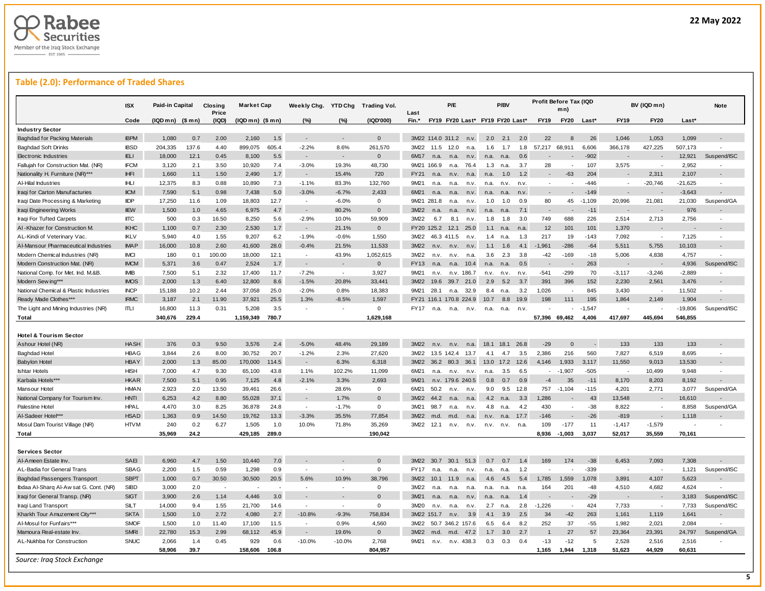## Table (2.0): Performance of Traded Shares

| | ISX | Paid-in Capital | | Closing Price | Market Cap | | Weekly Chg. | YTD Chg | Trading Vol. | Last | P/E | | | P/BV | | | Profit Before Tax (IQD mn) | | | BV (IQD mn) | | | Note |
|---|---|---|---|---|---|---|---|---|---|---|---|---|---|---|---|---|---|---|---|---|---|---|---|
| | Code | (IQD mn) | ($ mn) | (IQD) | (IQD mn) | ($ mn) | (%) | (%) | (IQD'000) | Fin.* | FY19 | FY20 | Last* | FY19 | FY20 | Last* | FY19 | FY20 | Last* | FY19 | FY20 | Last* | |
| **Industry Sector** | | | | | | | | | | | | | | | | | | | | | | | |
| Baghdad for Packing Materials | IBPM | 1,080 | 0.7 | 2.00 | 2,160 | 1.5 | - | - | 0 | 3M22 | 114.0 | 311.2 | n.v. | 2.0 | 2.1 | 2.0 | 22 | 8 | 26 | 1,046 | 1,053 | 1,099 | - |
| Baghdad Soft Drinks | IBSD | 204,335 | 137.6 | 4.40 | 899,075 | 605.4 | -2.2% | 8.6% | 261,570 | 3M22 | 11.5 | 12.0 | n.a. | 1.6 | 1.7 | 1.8 | 57,217 | 68,911 | 6,606 | 366,178 | 427,225 | 507,173 | - |
| Electronic Industries | IELI | 18,000 | 12.1 | 0.45 | 8,100 | 5.5 | - | - | 0 | 6M17 | n.a. | n.a. | n.v. | n.a. | n.a. | 0.6 | - | - | -902 | - | - | 12,921 | Suspend/ISC |
| Fallujah for Construction Mat. (NR) | IFCM | 3,120 | 2.1 | 3.50 | 10,920 | 7.4 | -3.0% | 19.3% | 48,730 | 9M21 | 166.9 | n.a. | 76.4 | 1.3 | n.a. | 3.7 | 28 | - | 107 | 3,575 | - | 2,952 | - |
| Nationality H. Furniture (NR)*** | IHFI | 1,660 | 1.1 | 1.50 | 2,490 | 1.7 | - | 15.4% | 720 | FY21 | n.a. | n.v. | n.a. | n.a. | 1.0 | 1.2 | - | -63 | 204 | - | 2,311 | 2,107 | - |
| Al-Hilal Industries | IHLI | 12,375 | 8.3 | 0.88 | 10,890 | 7.3 | -1.1% | 83.3% | 132,760 | 9M21 | n.a. | n.a. | n.v. | n.a. | n.v. | n.v. | - | - | -446 | - | -20,746 | -21,625 | - |
| Iraqi for Carton Manufacturies | IICM | 7,590 | 5.1 | 0.98 | 7,438 | 5.0 | -3.0% | -6.7% | 2,433 | 6M21 | n.a. | n.a. | n.v. | n.a. | n.a. | n.v. | - | - | -149 | - | - | -3,643 | - |
| Iraqi Date Processing & Marketing | IIDP | 17,250 | 11.6 | 1.09 | 18,803 | 12.7 | - | -6.0% | 0 | 9M21 | 281.8 | n.a. | n.v. | 1.0 | 1.0 | 0.9 | 80 | 45 | -1,109 | 20,996 | 21,081 | 21,030 | Suspend/GA |
| Iraqi Engineering Works | IIEW | 1,500 | 1.0 | 4.65 | 6,975 | 4.7 | - | 80.2% | 0 | 3M22 | n.a. | n.a. | n.v. | n.a. | n.a. | 7.1 | - | - | -11 | - | - | 976 | - |
| Iraqi For Tufted Carpets | IITC | 500 | 0.3 | 16.50 | 8,250 | 5.6 | -2.9% | 10.0% | 59,909 | 3M22 | 6.7 | 8.1 | n.v. | 1.8 | 1.8 | 3.0 | 749 | 688 | 226 | 2,514 | 2,713 | 2,756 | - |
| Al-Khazer for Construction M. | IKHC | 1,100 | 0.7 | 2.30 | 2,530 | 1.7 | - | 21.1% | 0 | FY20 | 125.2 | 12.1 | 25.0 | 1.1 | n.a. | n.a. | 12 | 101 | 101 | 1,370 | - | - | - |
| AL-Kindi of Veterinary Vac. | IKLV | 5,940 | 4.0 | 1.55 | 9,207 | 6.2 | -1.9% | -0.6% | 1,550 | 3M22 | 46.3 | 411.5 | n.v. | 1.4 | n.a. | 1.3 | 217 | 19 | -143 | 7,092 | - | 7,125 | - |
| Al-Mansour Pharmaceutical Industries | IMAP | 16,000 | 10.8 | 2.60 | 41,600 | 28.0 | -0.4% | 21.5% | 11,533 | 3M22 | n.v. | n.v. | n.v. | 1.1 | 1.6 | 4.1 | -1,961 | -286 | -64 | 5,511 | 5,755 | 10,103 | - |
| Modern Chemical Industries (NR) | IMCI | 180 | 0.1 | 100.00 | 18,000 | 12.1 | - | 43.9% | 1,052,615 | 3M22 | n.v. | n.v. | n.a. | 3.6 | 2.3 | 3.8 | -42 | -169 | -18 | 5,006 | 4,838 | 4,757 | - |
| Modern Construction Mat. (NR) | IMCM | 5,371 | 3.6 | 0.47 | 2,524 | 1.7 | - | - | 0 | FY13 | n.a. | n.a. | 10.4 | n.a. | n.a. | 0.5 | - | - | 263 | - | - | 4,936 | Suspend/ISC |
| National Comp. for Met. Ind. M.&B. | IMIB | 7,500 | 5.1 | 2.32 | 17,400 | 11.7 | -7.2% | - | 3,927 | 9M21 | n.v. | n.v. | 186.7 | n.v. | n.v. | n.v. | -541 | -299 | 70 | -3,117 | -3,246 | -2,889 | - |
| Modern Sewing*** | IMOS | 2,000 | 1.3 | 6.40 | 12,800 | 8.6 | -1.5% | 20.8% | 33,441 | 3M22 | 19.6 | 39.7 | 21.0 | 2.9 | 5.2 | 3.7 | 391 | 396 | 152 | 2,230 | 2,561 | 3,476 | - |
| National Chemical & Plastic Industries | INCP | 15,188 | 10.2 | 2.44 | 37,058 | 25.0 | -2.0% | 0.8% | 18,383 | 9M21 | 28.1 | n.a. | 32.9 | 8.4 | n.a. | 3.2 | 1,026 | - | 845 | 3,430 | - | 11,502 | - |
| Ready Made Clothes*** | IRMC | 3,187 | 2.1 | 11.90 | 37,921 | 25.5 | 1.3% | -8.5% | 1,597 | FY21 | 116.1 | 170.8 | 224.9 | 10.7 | 8.8 | 19.9 | 198 | 111 | 195 | 1,864 | 2,149 | 1,904 | - |
| The Light and Mining Industries (NR) | ITLI | 16,800 | 11.3 | 0.31 | 5,208 | 3.5 | - | - | 0 | FY17 | n.a. | n.a. | n.v. | n.a. | n.a. | n.v. | - | - | -1,547 | - | - | -19,806 | Suspend/ISC |
| **Total** | | **340,676** | **229.4** | | **1,159,349** | **780.7** | | | **1,629,168** | | | | | | | | **57,396** | **69,462** | **4,406** | **417,697** | **445,694** | **546,855** | |
| **Hotel & Tourism Sector** | | | | | | | | | | | | | | | | | | | | | | | |
| Ashour Hotel (NR) | HASH | 376 | 0.3 | 9.50 | 3,576 | 2.4 | -5.0% | 48.4% | 29,189 | 3M22 | n.v. | n.v. | n.a. | 18.1 | 18.1 | 26.8 | -29 | 0 | - | 133 | 133 | 133 | - |
| Baghdad Hotel | HBAG | 3,844 | 2.6 | 8.00 | 30,752 | 20.7 | -1.2% | 2.3% | 27,620 | 3M22 | 13.5 | 142.4 | 13.7 | 4.1 | 4.7 | 3.5 | 2,386 | 216 | 560 | 7,827 | 6,519 | 8,695 | - |
| Babylon Hotel | HBAY | 2,000 | 1.3 | 85.00 | 170,000 | 114.5 | - | 6.3% | 6,318 | 3M22 | 36.2 | 80.3 | 36.1 | 13.0 | 17.2 | 12.6 | 4,146 | 1,933 | 3,117 | 11,550 | 9,013 | 13,530 | - |
| Ishtar Hotels | HISH | 7,000 | 4.7 | 9.30 | 65,100 | 43.8 | 1.1% | 102.2% | 11,099 | 6M21 | n.a. | n.v. | n.v. | n.a. | 3.5 | 6.5 | - | -1,907 | -505 | - | 10,499 | 9,948 | - |
| Karbala Hotels*** | HKAR | 7,500 | 5.1 | 0.95 | 7,125 | 4.8 | -2.1% | 3.3% | 2,693 | 9M21 | n.v. | 179.6 | 240.5 | 0.8 | 0.7 | 0.9 | -4 | 35 | -11 | 8,170 | 8,203 | 8,192 | - |
| Mansour Hotel | HMAN | 2,923 | 2.0 | 13.50 | 39,461 | 26.6 | - | 28.6% | 0 | 6M21 | 50.2 | n.v. | n.v. | 9.0 | 9.5 | 12.8 | 757 | -1,104 | -115 | 4,201 | 2,771 | 3,077 | Suspend/GA |
| National Company for Tourism Inv. | HNTI | 6,253 | 4.2 | 8.80 | 55,028 | 37.1 | - | 1.7% | 0 | 3M22 | 44.2 | n.a. | n.a. | 4.2 | n.a. | 3.3 | 1,286 | - | 43 | 13,548 | - | 16,610 | - |
| Palestine Hotel | HPAL | 4,470 | 3.0 | 8.25 | 36,878 | 24.8 | - | -1.7% | 0 | 3M21 | 98.7 | n.a. | n.v. | 4.8 | n.a. | 4.2 | 430 | - | -38 | 8,822 | - | 8,858 | Suspend/GA |
| Al-Sadeer Hotel*** | HSAD | 1,363 | 0.9 | 14.50 | 19,762 | 13.3 | -3.3% | 35.5% | 77,854 | 3M22 | m.d. | m.d. | n.a. | n.v. | n.a. | 17.7 | -146 | - | -26 | -819 | - | 1,118 | - |
| Mosul Dam Tourist Village (NR) | HTVM | 240 | 0.2 | 6.27 | 1,505 | 1.0 | 10.0% | 71.8% | 35,269 | 3M22 | 12.1 | n.v. | n.v. | n.v. | n.v. | n.a. | 109 | -177 | 11 | -1,417 | -1,579 | - | - |
| **Total** | | **35,969** | **24.2** | | **429,185** | **289.0** | | | **190,042** | | | | | | | | **8,936** | **-1,003** | **3,037** | **52,017** | **35,559** | **70,161** | |
| **Services Sector** | | | | | | | | | | | | | | | | | | | | | | | |
| Al-Ameen Estate Inv. | SAEI | 6,960 | 4.7 | 1.50 | 10,440 | 7.0 | - | - | 0 | 3M22 | 30.7 | 30.1 | 51.3 | 0.7 | 0.7 | 1.4 | 169 | 174 | -38 | 6,453 | 7,093 | 7,308 | - |
| AL-Badia for General Trans | SBAG | 2,200 | 1.5 | 0.59 | 1,298 | 0.9 | - | - | 0 | FY17 | n.a. | n.a. | n.v. | n.a. | n.a. | 1.2 | - | - | -339 | - | - | 1,121 | Suspend/ISC |
| Baghdad Passengers Transport | SBPT | 1,000 | 0.7 | 30.50 | 30,500 | 20.5 | 5.6% | 10.9% | 38,796 | 3M22 | 10.1 | 11.9 | n.a. | 4.6 | 4.5 | 5.4 | 1,785 | 1,559 | 1,078 | 3,891 | 4,107 | 5,623 | - |
| Ibdaa Al-Sharq Al-Awsat G. Cont. (NR) | SIBD | 3,000 | 2.0 | - | - | - | - | - | 0 | 3M22 | n.a. | n.a. | n.a. | n.a. | n.a. | n.a. | 164 | 201 | -48 | 4,510 | 4,682 | 4,624 | - |
| Iraqi for General Transp. (NR) | SIGT | 3,900 | 2.6 | 1.14 | 4,446 | 3.0 | - | - | 0 | 3M21 | n.a. | n.a. | n.v. | n.a. | n.a. | 1.4 | - | - | -29 | - | - | 3,183 | Suspend/ISC |
| Iraqi Land Transport | SILT | 14,000 | 9.4 | 1.55 | 21,700 | 14.6 | - | - | 0 | 3M20 | n.v. | n.a. | n.v. | 2.7 | n.a. | 2.8 | -1,226 | - | 424 | 7,733 | - | 7,733 | Suspend/ISC |
| Kharkh Tour Amuzement City*** | SKTA | 1,500 | 1.0 | 2.72 | 4,080 | 2.7 | -10.8% | -9.3% | 758,834 | 3M22 | 151.7 | n.v. | 3.9 | 4.1 | 3.9 | 2.5 | 34 | -42 | 263 | 1,161 | 1,119 | 1,641 | - |
| Al-Mosul for Funfairs*** | SMOF | 1,500 | 1.0 | 11.40 | 17,100 | 11.5 | - | 0.9% | 4,560 | 3M22 | 50.7 | 346.2 | 157.6 | 6.5 | 6.4 | 8.2 | 252 | 37 | -55 | 1,982 | 2,021 | 2,084 | - |
| Mamoura Real-estate Inv. | SMRI | 22,780 | 15.3 | 2.99 | 68,112 | 45.9 | - | 19.6% | 0 | 3M22 | m.d. | m.d. | 47.2 | 1.7 | 3.0 | 2.7 | 1 | 27 | 57 | 23,364 | 23,391 | 24,797 | Suspend/GA |
| AL-Nukhba for Construction | SNUC | 2,066 | 1.4 | 0.45 | 929 | 0.6 | -10.0% | -10.0% | 2,768 | 9M21 | n.v. | n.v. | 438.3 | 0.3 | 0.3 | 0.4 | -13 | -12 | 5 | 2,528 | 2,516 | 2,516 | - |
| | | **58,906** | **39.7** | | **158,606** | **106.8** | | | **804,957** | | | | | | | | **1,165** | **1,944** | **1,318** | **51,623** | **44,929** | **60,631** | |

*Source: Iraq Stock Exchange*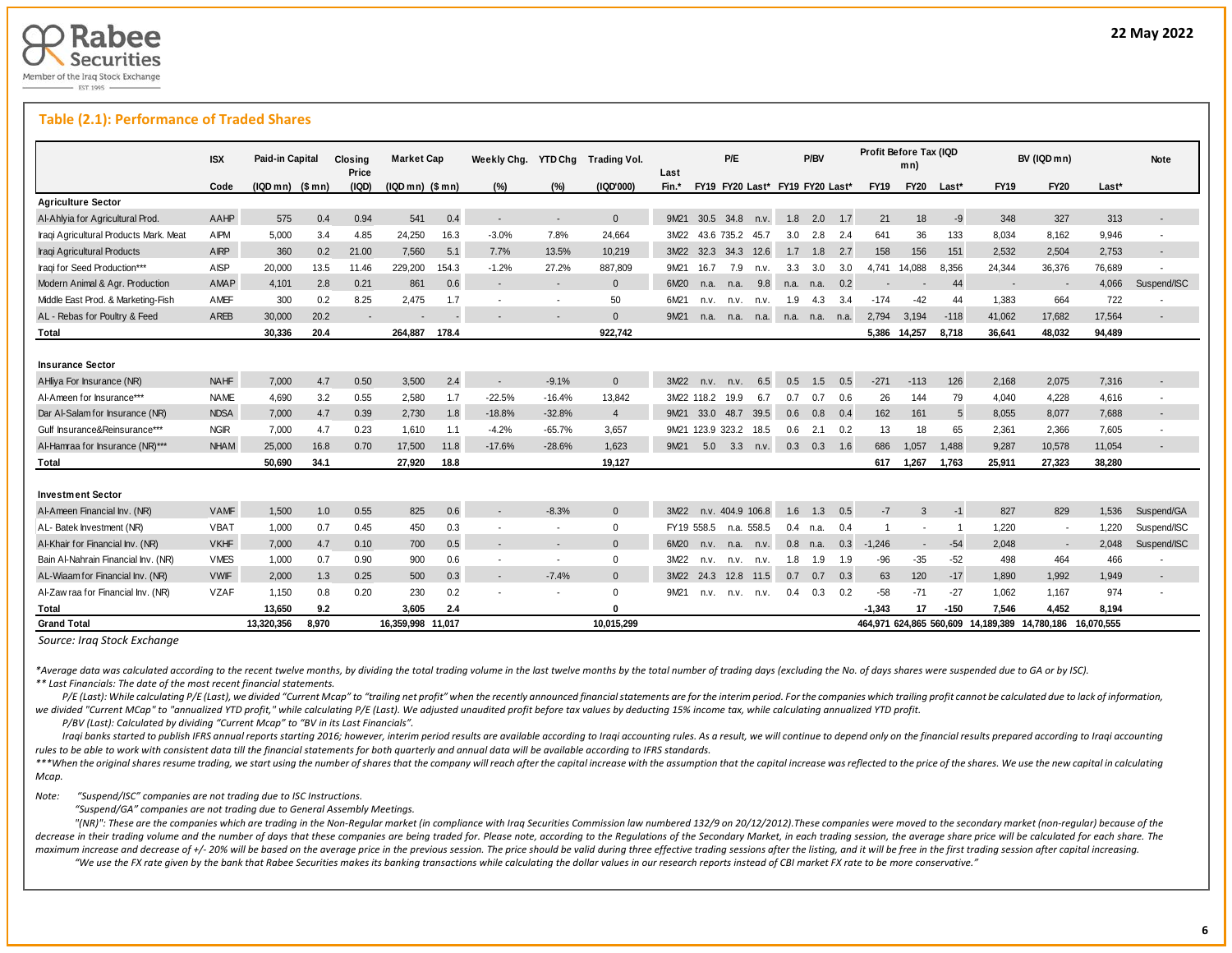22 May 2022

## Table (2.1): Performance of Traded Shares

| | ISX | Paid-in Capital | | Closing Price | Market Cap | | Weekly Chg. | YTD Chg | Trading Vol. | Last | P/E | | | P/BV | | | Profit Before Tax (IQD mn) | | | BV (IQD mn) | | | Note |
|---|---|---|---|---|---|---|---|---|---|---|---|---|---|---|---|---|---|---|---|---|---|---|---|
| | Code | (IQD mn) | ($ mn) | (IQD) | (IQD mn) | ($ mn) | (%) | (%) | (IQD'000) | Fin.* | FY19 | FY20 | Last* | FY19 | FY20 | Last* | FY19 | FY20 | Last* | FY19 | FY20 | Last* | |
| **Agriculture Sector** | | | | | | | | | | | | | | | | | | | | | | | |
| Al-Ahlyia for Agricultural Prod. | AAHP | 575 | 0.4 | 0.94 | 541 | 0.4 | - | - | 0 | 9M21 | 30.5 | 34.8 | n.v. | 1.8 | 2.0 | 1.7 | 21 | 18 | -9 | 348 | 327 | 313 | - |
| Iraqi Agricultural Products Mark. Meat | AIPM | 5,000 | 3.4 | 4.85 | 24,250 | 16.3 | -3.0% | 7.8% | 24,664 | 3M22 | 43.6 | 735.2 | 45.7 | 3.0 | 2.8 | 2.4 | 641 | 36 | 133 | 8,034 | 8,162 | 9,946 | - |
| Iraqi Agricultural Products | AIRP | 360 | 0.2 | 21.00 | 7,560 | 5.1 | 7.7% | 13.5% | 10,219 | 3M22 | 32.3 | 34.3 | 12.6 | 1.7 | 1.8 | 2.7 | 158 | 156 | 151 | 2,532 | 2,504 | 2,753 | - |
| Iraqi for Seed Production*** | AISP | 20,000 | 13.5 | 11.46 | 229,200 | 154.3 | -1.2% | 27.2% | 887,809 | 9M21 | 16.7 | 7.9 | n.v. | 3.3 | 3.0 | 3.0 | 4,741 | 14,088 | 8,356 | 24,344 | 36,376 | 76,689 | - |
| Modern Animal & Agr. Production | AMAP | 4,101 | 2.8 | 0.21 | 861 | 0.6 | - | - | 0 | 6M20 | n.a. | n.a. | 9.8 | n.a. | n.a. | 0.2 | - | - | 44 | - | - | 4,066 | Suspend/ISC |
| Middle East Prod. & Marketing-Fish | AMEF | 300 | 0.2 | 8.25 | 2,475 | 1.7 | - | - | 50 | 6M21 | n.v. | n.v. | n.v. | 1.9 | 4.3 | 3.4 | -174 | -42 | 44 | 1,383 | 664 | 722 | - |
| AL - Rebas for Poultry & Feed | AREB | 30,000 | 20.2 | - | - | - | - | - | 0 | 9M21 | n.a. | n.a. | n.a. | n.a. | n.a. | n.a. | 2,794 | 3,194 | -118 | 41,062 | 17,682 | 17,564 | - |
| **Total** | | **30,336** | **20.4** | | **264,887** | **178.4** | | | **922,742** | | | | | | | | **5,386** | **14,257** | **8,718** | **36,641** | **48,032** | **94,489** | |
| **Insurance Sector** | | | | | | | | | | | | | | | | | | | | | | | |
| AHliya For Insurance (NR) | NAHF | 7,000 | 4.7 | 0.50 | 3,500 | 2.4 | - | -9.1% | 0 | 3M22 | n.v. | n.v. | 6.5 | 0.5 | 1.5 | 0.5 | -271 | -113 | 126 | 2,168 | 2,075 | 7,316 | - |
| Al-Ameen for Insurance*** | NAME | 4,690 | 3.2 | 0.55 | 2,580 | 1.7 | -22.5% | -16.4% | 13,842 | 3M22 | 118.2 | 19.9 | 6.7 | 0.7 | 0.7 | 0.6 | 26 | 144 | 79 | 4,040 | 4,228 | 4,616 | - |
| Dar Al-Salam for Insurance (NR) | NDSA | 7,000 | 4.7 | 0.39 | 2,730 | 1.8 | -18.8% | -32.8% | 4 | 9M21 | 33.0 | 48.7 | 39.5 | 0.6 | 0.8 | 0.4 | 162 | 161 | 5 | 8,055 | 8,077 | 7,688 | - |
| Gulf Insurance&Reinsurance*** | NGIR | 7,000 | 4.7 | 0.23 | 1,610 | 1.1 | -4.2% | -65.7% | 3,657 | 9M21 | 123.9 | 323.2 | 18.5 | 0.6 | 2.1 | 0.2 | 13 | 18 | 65 | 2,361 | 2,366 | 7,605 | - |
| Al-Hamraa for Insurance (NR)*** | NHAM | 25,000 | 16.8 | 0.70 | 17,500 | 11.8 | -17.6% | -28.6% | 1,623 | 9M21 | 5.0 | 3.3 | n.v. | 0.3 | 0.3 | 1.6 | 686 | 1,057 | 1,488 | 9,287 | 10,578 | 11,054 | - |
| **Total** | | **50,690** | **34.1** | | **27,920** | **18.8** | | | **19,127** | | | | | | | | **617** | **1,267** | **1,763** | **25,911** | **27,323** | **38,280** | |
| **Investment Sector** | | | | | | | | | | | | | | | | | | | | | | | |
| Al-Ameen Financial Inv. (NR) | VAMF | 1,500 | 1.0 | 0.55 | 825 | 0.6 | - | -8.3% | 0 | 3M22 | n.v. | 404.9 | 106.8 | 1.6 | 1.3 | 0.5 | -7 | 3 | -1 | 827 | 829 | 1,536 | Suspend/GA |
| AL- Batek Investment (NR) | VBAT | 1,000 | 0.7 | 0.45 | 450 | 0.3 | - | - | 0 | FY19 | 558.5 | n.a. | 558.5 | 0.4 | n.a. | 0.4 | 1 | - | 1 | 1,220 | - | 1,220 | Suspend/ISC |
| Al-Khair for Financial Inv. (NR) | VKHF | 7,000 | 4.7 | 0.10 | 700 | 0.5 | - | - | 0 | 6M20 | n.v. | n.a. | n.v. | 0.8 | n.a. | 0.3 | -1,246 | - | -54 | 2,048 | - | 2,048 | Suspend/ISC |
| Bain Al-Nahrain Financial Inv. (NR) | VMES | 1,000 | 0.7 | 0.90 | 900 | 0.6 | - | - | 0 | 3M22 | n.v. | n.v. | n.v. | 1.8 | 1.9 | 1.9 | -96 | -35 | -52 | 498 | 464 | 466 | - |
| AL-Wiaam for Financial Inv. (NR) | VWIF | 2,000 | 1.3 | 0.25 | 500 | 0.3 | - | -7.4% | 0 | 3M22 | 24.3 | 12.8 | 11.5 | 0.7 | 0.7 | 0.3 | 63 | 120 | -17 | 1,890 | 1,992 | 1,949 | - |
| Al-Zaw raa for Financial Inv. (NR) | VZAF | 1,150 | 0.8 | 0.20 | 230 | 0.2 | - | - | 0 | 9M21 | n.v. | n.v. | n.v. | 0.4 | 0.3 | 0.2 | -58 | -71 | -27 | 1,062 | 1,167 | 974 | - |
| **Total** | | **13,650** | **9.2** | | **3,605** | **2.4** | | | **0** | | | | | | | | **-1,343** | **17** | **-150** | **7,546** | **4,452** | **8,194** | |
| **Grand Total** | | **13,320,356** | **8,970** | | **16,359,998** | **11,017** | | | **10,015,299** | | | | | | | | **464,971** | **624,865** | **560,609** | **14,189,389** | **14,780,186** | **16,070,555** | |

*Source: Iraq Stock Exchange*

*\*Average data was calculated according to the recent twelve months, by dividing the total trading volume in the last twelve months by the total number of trading days (excluding the No. of days shares were suspended due to GA or by ISC).*

*\*\* Last Financials: The date of the most recent financial statements.*

*P/E (Last): While calculating P/E (Last), we divided "Current Mcap" to "trailing net profit" when the recently announced financial statements are for the interim period. For the companies which trailing profit cannot be calculated due to lack of information, we divided "Current MCap" to "annualized YTD profit," while calculating P/E (Last). We adjusted unaudited profit before tax values by deducting 15% income tax, while calculating annualized YTD profit.*

*P/BV (Last): Calculated by dividing "Current Mcap" to "BV in its Last Financials".*

*Iraqi banks started to publish IFRS annual reports starting 2016; however, interim period results are available according to Iraqi accounting rules. As a result, we will continue to depend only on the financial results prepared according to Iraqi accounting rules to be able to work with consistent data till the financial statements for both quarterly and annual data will be available according to IFRS standards.*

*\*\*\*When the original shares resume trading, we start using the number of shares that the company will reach after the capital increase with the assumption that the capital increase was reflected to the price of the shares. We use the new capital in calculating Mcap.*

*Note: "Suspend/ISC" companies are not trading due to ISC Instructions.*

*"Suspend/GA" companies are not trading due to General Assembly Meetings.*

*"(NR)": These are the companies which are trading in the Non-Regular market (in compliance with Iraq Securities Commission law numbered 132/9 on 20/12/2012).These companies were moved to the secondary market (non-regular) because of the decrease in their trading volume and the number of days that these companies are being traded for. Please note, according to the Regulations of the Secondary Market, in each trading session, the average share price will be calculated for each share. The maximum increase and decrease of +/- 20% will be based on the average price in the previous session. The price should be valid during three effective trading sessions after the listing, and it will be free in the first trading session after capital increasing.*

*"We use the FX rate given by the bank that Rabee Securities makes its banking transactions while calculating the dollar values in our research reports instead of CBI market FX rate to be more conservative."*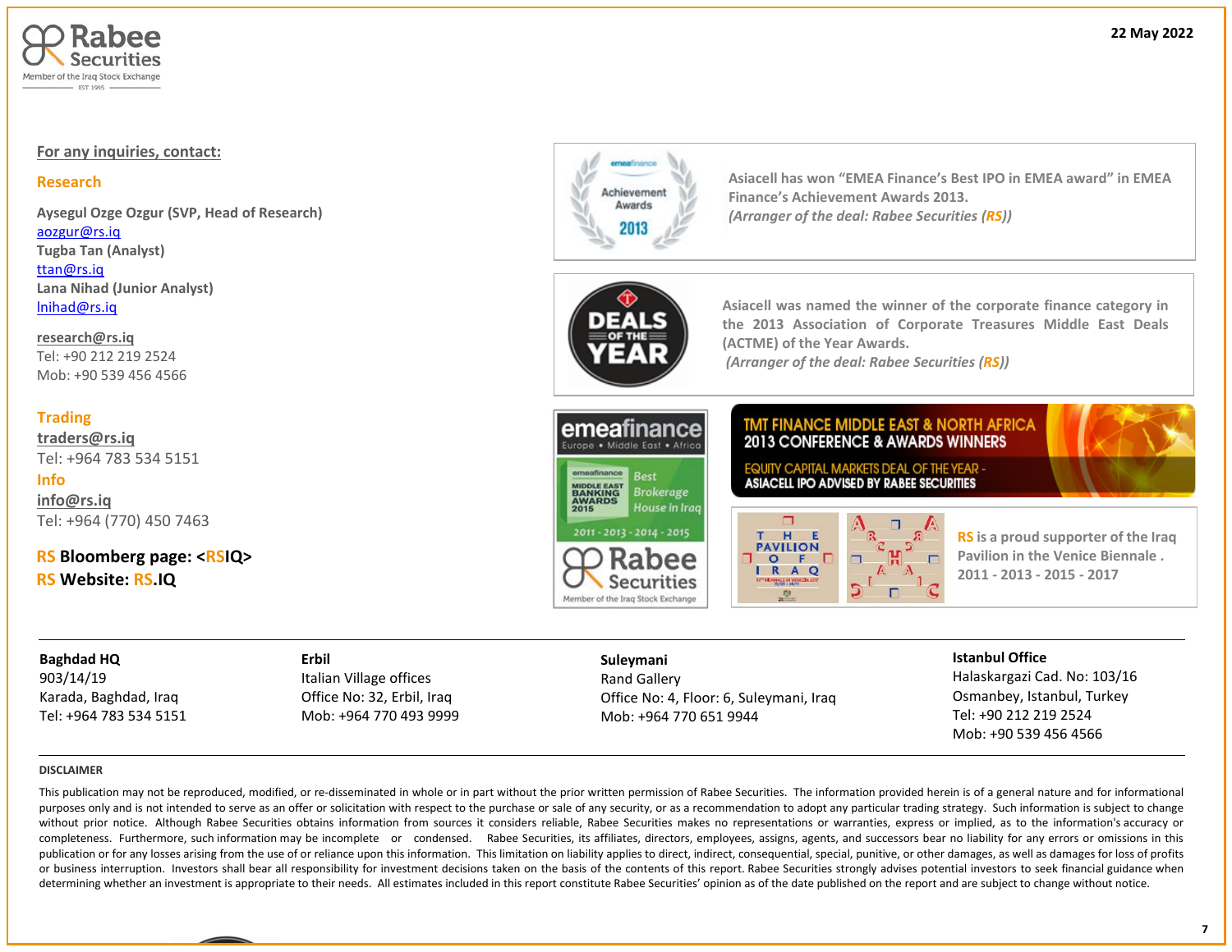22 May 2022

**For any inquiries, contact:**

**Research**

**Aysegul Ozge Ozgur (SVP, Head of Research)**
aozgur@rs.iq
**Tugba Tan (Analyst)**
ttan@rs.iq
**Lana Nihad (Junior Analyst)**
lnihad@rs.iq

research@rs.iq
Tel: +90 212 219 2524
Mob: +90 539 456 4566

**Trading**
**traders@rs.iq**
Tel: +964 783 534 5151

**Info**
**info@rs.iq**
Tel: +964 (770) 450 7463

**RS Bloomberg page: <RSIQ>**
**RS Website: RS.IQ**

Asiacell has won "EMEA Finance's Best IPO in EMEA award" in EMEA Finance's Achievement Awards 2013.
*(Arranger of the deal: Rabee Securities (RS))*

Asiacell was named the winner of the corporate finance category in the 2013 Association of Corporate Treasures Middle East Deals (ACTME) of the Year Awards.
*(Arranger of the deal: Rabee Securities (RS))*

emeafinance Middle East Banking Awards 2015 – Best Brokerage House in Iraq – 2011 - 2013 - 2014 - 2015

TMT FINANCE MIDDLE EAST & NORTH AFRICA 2013 CONFERENCE & AWARDS WINNERS
EQUITY CAPITAL MARKETS DEAL OF THE YEAR - ASIACELL IPO ADVISED BY RABEE SECURITIES

RS is a proud supporter of the Iraq Pavilion in the Venice Biennale . 2011 - 2013 - 2015 - 2017

| **Baghdad HQ** | **Erbil** | **Suleymani** | **Istanbul Office** |
|---|---|---|---|
| 903/14/19 | Italian Village offices | Rand Gallery | Halaskargazi Cad. No: 103/16 |
| Karada, Baghdad, Iraq | Office No: 32, Erbil, Iraq | Office No: 4, Floor: 6, Suleymani, Iraq | Osmanbey, Istanbul, Turkey |
| Tel: +964 783 534 5151 | Mob: +964 770 493 9999 | Mob: +964 770 651 9944 | Tel: +90 212 219 2524 |
| | | | Mob: +90 539 456 4566 |

**DISCLAIMER**

This publication may not be reproduced, modified, or re-disseminated in whole or in part without the prior written permission of Rabee Securities. The information provided herein is of a general nature and for informational purposes only and is not intended to serve as an offer or solicitation with respect to the purchase or sale of any security, or as a recommendation to adopt any particular trading strategy. Such information is subject to change without prior notice. Although Rabee Securities obtains information from sources it considers reliable, Rabee Securities makes no representations or warranties, express or implied, as to the information's accuracy or completeness. Furthermore, such information may be incomplete or condensed. Rabee Securities, its affiliates, directors, employees, assigns, agents, and successors bear no liability for any errors or omissions in this publication or for any losses arising from the use of or reliance upon this information. This limitation on liability applies to direct, indirect, consequential, special, punitive, or other damages, as well as damages for loss of profits or business interruption. Investors shall bear all responsibility for investment decisions taken on the basis of the contents of this report. Rabee Securities strongly advises potential investors to seek financial guidance when determining whether an investment is appropriate to their needs. All estimates included in this report constitute Rabee Securities' opinion as of the date published on the report and are subject to change without notice.